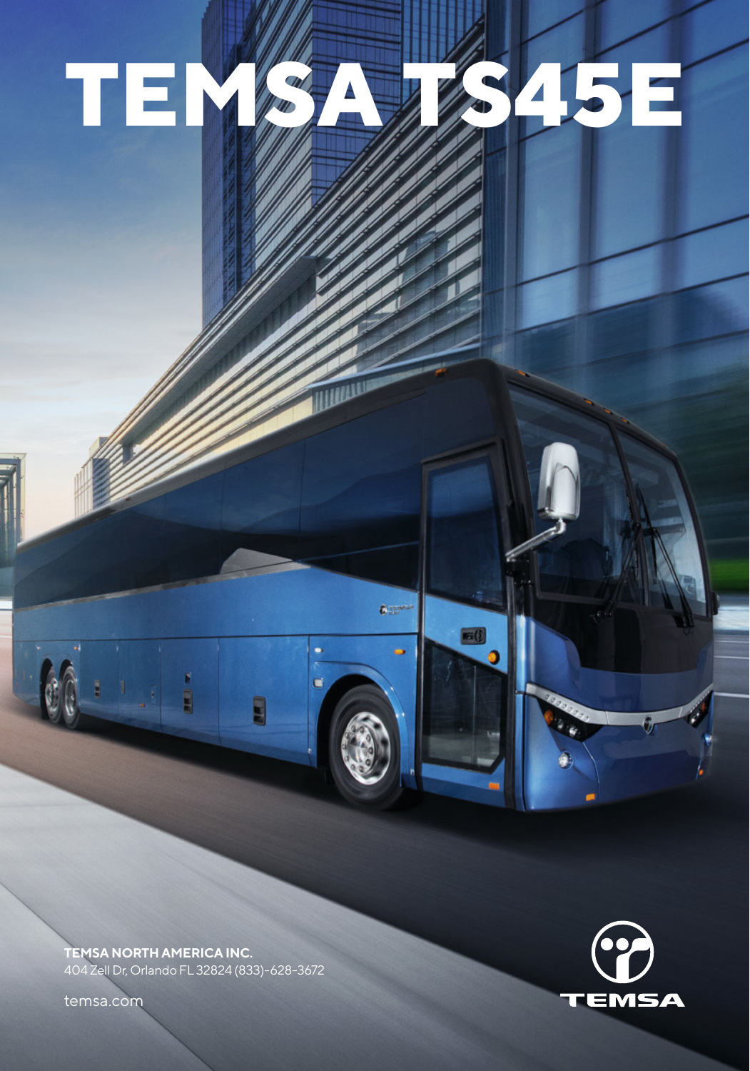# TEMSA TS45E

**TEMSA NORTH AMERICA INC.**
404 Zell Dr, Orlando FL 32824 (833)-628-3672

temsa.com

TEMSA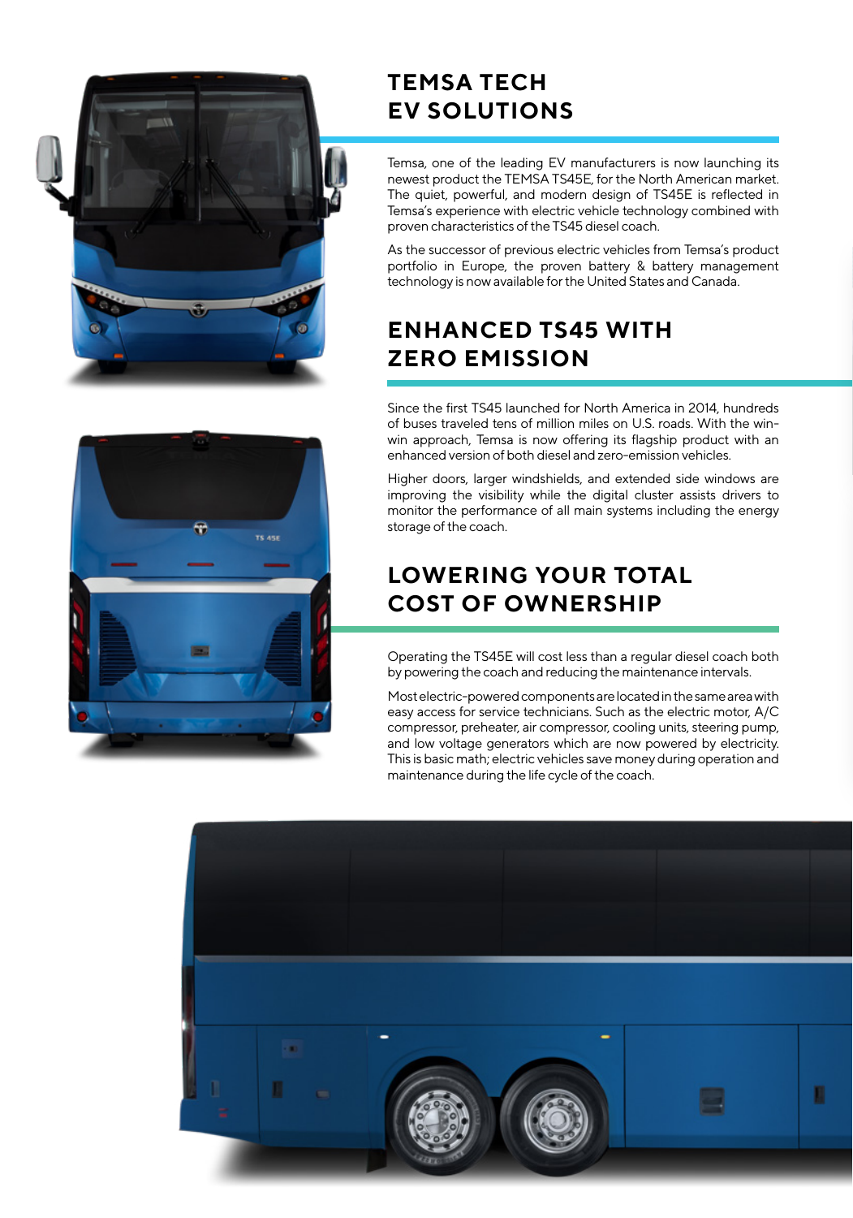## TEMSA TECH EV SOLUTIONS

Temsa, one of the leading EV manufacturers is now launching its newest product the TEMSA TS45E, for the North American market. The quiet, powerful, and modern design of TS45E is reflected in Temsa's experience with electric vehicle technology combined with proven characteristics of the TS45 diesel coach.

As the successor of previous electric vehicles from Temsa's product portfolio in Europe, the proven battery & battery management technology is now available for the United States and Canada.

## ENHANCED TS45 WITH ZERO EMISSION

Since the first TS45 launched for North America in 2014, hundreds of buses traveled tens of million miles on U.S. roads. With the win-win approach, Temsa is now offering its flagship product with an enhanced version of both diesel and zero-emission vehicles.

Higher doors, larger windshields, and extended side windows are improving the visibility while the digital cluster assists drivers to monitor the performance of all main systems including the energy storage of the coach.

## LOWERING YOUR TOTAL COST OF OWNERSHIP

Operating the TS45E will cost less than a regular diesel coach both by powering the coach and reducing the maintenance intervals.

Most electric-powered components are located in the same area with easy access for service technicians. Such as the electric motor, A/C compressor, preheater, air compressor, cooling units, steering pump, and low voltage generators which are now powered by electricity. This is basic math; electric vehicles save money during operation and maintenance during the life cycle of the coach.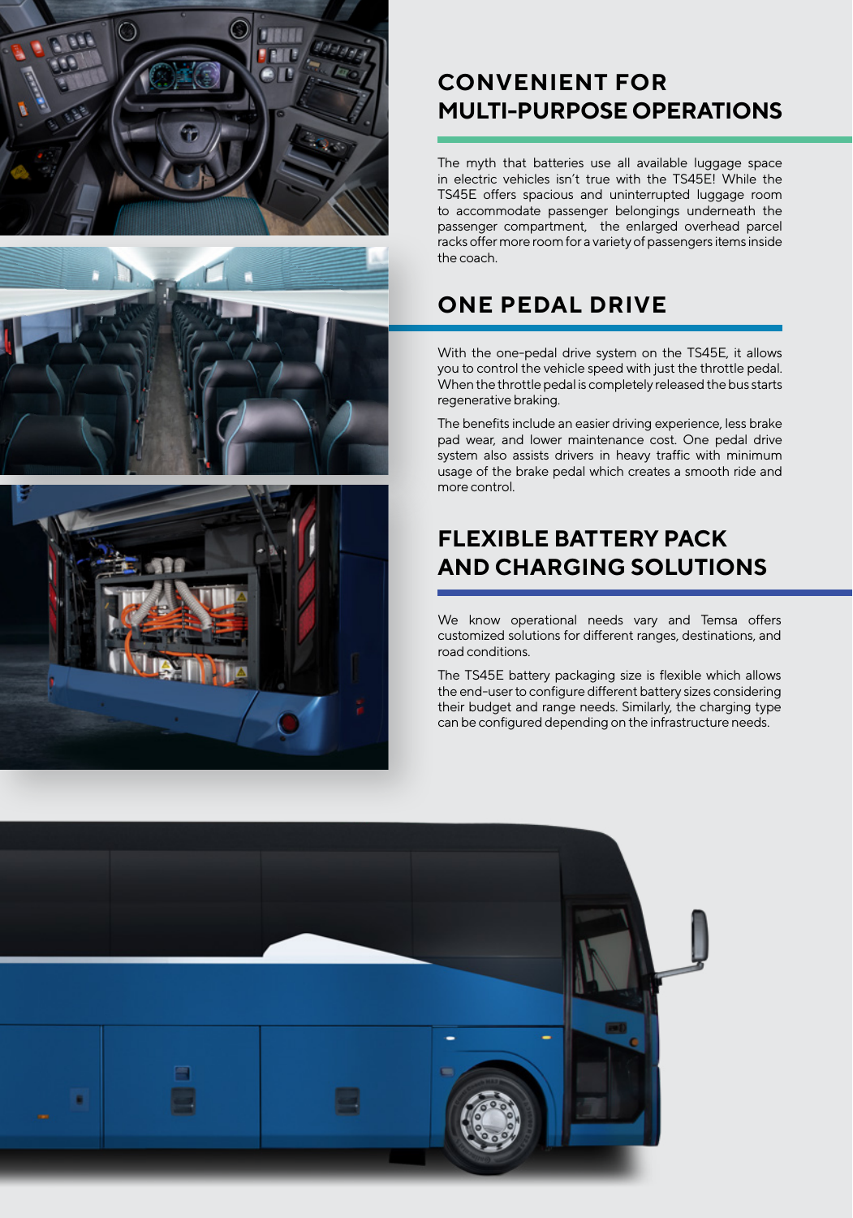## CONVENIENT FOR MULTI-PURPOSE OPERATIONS

The myth that batteries use all available luggage space in electric vehicles isn't true with the TS45E! While the TS45E offers spacious and uninterrupted luggage room to accommodate passenger belongings underneath the passenger compartment, the enlarged overhead parcel racks offer more room for a variety of passengers items inside the coach.

## ONE PEDAL DRIVE

With the one-pedal drive system on the TS45E, it allows you to control the vehicle speed with just the throttle pedal. When the throttle pedal is completely released the bus starts regenerative braking.

The benefits include an easier driving experience, less brake pad wear, and lower maintenance cost. One pedal drive system also assists drivers in heavy traffic with minimum usage of the brake pedal which creates a smooth ride and more control.

## FLEXIBLE BATTERY PACK AND CHARGING SOLUTIONS

We know operational needs vary and Temsa offers customized solutions for different ranges, destinations, and road conditions.

The TS45E battery packaging size is flexible which allows the end-user to configure different battery sizes considering their budget and range needs. Similarly, the charging type can be configured depending on the infrastructure needs.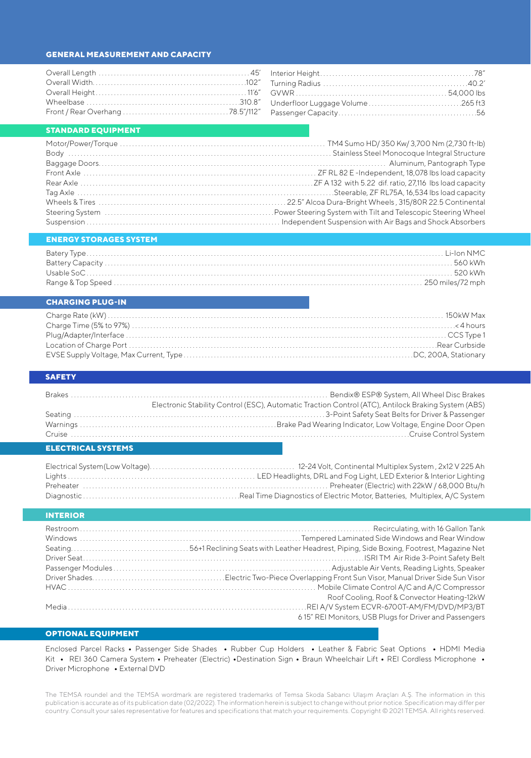## GENERAL MEASUREMENT AND CAPACITY

| | | | |
|---|---|---|---|
| Overall Length | 45' | Interior Height | 78" |
| Overall Width | 102" | Turning Radius | 40.2' |
| Overall Height | 11'6" | GVWR | 54,000 lbs |
| Wheelbase | 310.8" | Underfloor Luggage Volume | 265 ft3 |
| Front / Rear Overhang | 78.5"/112" | Passenger Capacity | 56 |

## STANDARD EQUIPMENT

| | |
|---|---|
| Motor/Power/Torque | TM4 Sumo HD/ 350 Kw/ 3,700 Nm (2,730 ft-lb) |
| Body | Stainless Steel Monocoque Integral Structure |
| Baggage Doors | Aluminum, Pantograph Type |
| Front Axle | ZF RL 82 E -Independent, 18,078 lbs load capacity |
| Rear Axle | ZF A 132 with 5.22 dif. ratio, 27,116 lbs load capacity |
| Tag Axle | Steerable, ZF RL75A, 16,534 lbs load capacity |
| Wheels & Tires | 22.5" Alcoa Dura-Bright Wheels , 315/80R 22.5 Continental |
| Steering System | Power Steering System with Tilt and Telescopic Steering Wheel |
| Suspension | Independent Suspension with Air Bags and Shock Absorbers |

## ENERGY STORAGES SYSTEM

| | |
|---|---|
| Batery Type | Li-Ion NMC |
| Battery Capacity | 560 kWh |
| Usable SoC | 520 kWh |
| Range & Top Speed | 250 miles/72 mph |

## CHARGING PLUG-IN

| | |
|---|---|
| Charge Rate (kW) | 150kW Max |
| Charge Time (5% to 97%) | <4 hours |
| Plug/Adapter/Interface | CCS Type 1 |
| Location of Charge Port | Rear Curbside |
| EVSE Supply Voltage, Max Current, Type | DC, 200A, Stationary |

## SAFETY

| | |
|---|---|
| Brakes | Bendix® ESP® System, All Wheel Disc Brakes<br>Electronic Stability Control (ESC), Automatic Traction Control (ATC), Antilock Braking System (ABS) |
| Seating | 3-Point Safety Seat Belts for Driver & Passenger |
| Warnings | Brake Pad Wearing Indicator, Low Voltage, Engine Door Open |
| Cruise | Cruise Control System |

## ELECTRICAL SYSTEMS

| | |
|---|---|
| Electrical System(Low Voltage) | 12-24 Volt, Continental Multiplex System , 2x12 V 225 Ah |
| Lights | LED Headlights, DRL and Fog Light, LED Exterior & Interior Lighting |
| Preheater | Preheater (Electric) with 22kW / 68,000 Btu/h |
| Diagnostic | Real Time Diagnostics of Electric Motor, Batteries, Multiplex, A/C System |

## INTERIOR

| | |
|---|---|
| Restroom | Recirculating, with 16 Gallon Tank |
| Windows | Tempered Laminated Side Windows and Rear Window |
| Seating | 56+1 Reclining Seats with Leather Headrest, Piping, Side Boxing, Footrest, Magazine Net |
| Driver Seat | ISRI TM Air Ride 3-Point Safety Belt |
| Passenger Modules | Adjustable Air Vents, Reading Lights, Speaker |
| Driver Shades | Electric Two-Piece Overlapping Front Sun Visor, Manual Driver Side Sun Visor |
| HVAC | Mobile Climate Control A/C and A/C Compressor<br>Roof Cooling, Roof & Convector Heating-12kW |
| Media | REI A/V System ECVR-6700T-AM/FM/DVD/MP3/BT<br>6 15" REI Monitors, USB Plugs for Driver and Passengers |

## OPTIONAL EQUIPMENT

Enclosed Parcel Racks • Passenger Side Shades • Rubber Cup Holders • Leather & Fabric Seat Options • HDMI Media Kit • REI 360 Camera System • Preheater (Electric) •Destination Sign • Braun Wheelchair Lift • REI Cordless Microphone • Driver Microphone • External DVD

The TEMSA roundel and the TEMSA wordmark are registered trademarks of Temsa Skoda Sabancı Ulaşım Araçları A.Ş. The information in this publication is accurate as of its publication date (02/2022). The information herein is subject to change without prior notice. Specification may differ per country. Consult your sales representative for features and specifications that match your requirements. Copyright © 2021 TEMSA. All rights reserved.